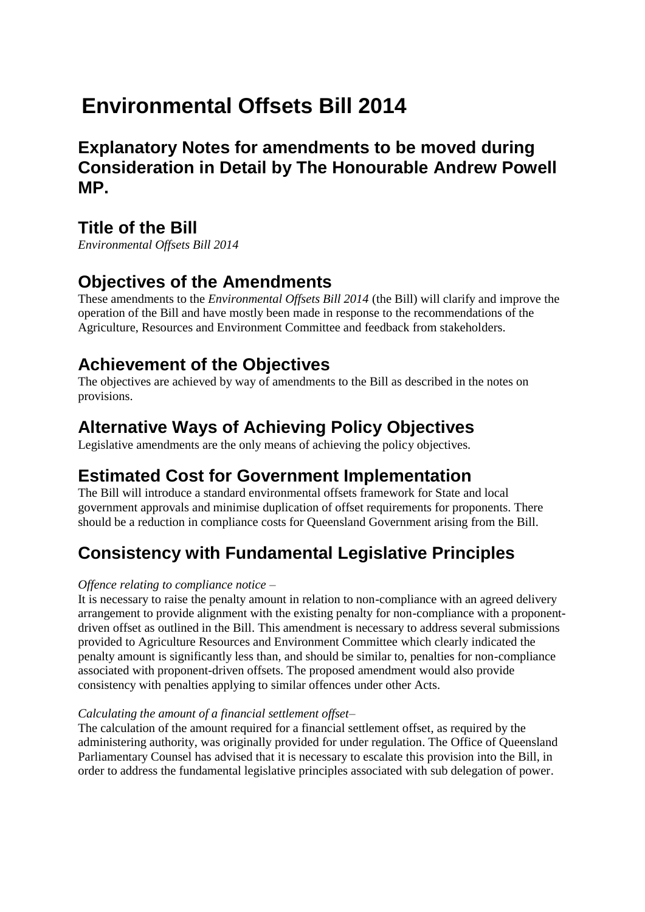# Environmental Offsets Bill 2014

## Explanatory Notes for amendments to be moved during Consideration in Detail by The Honourable Andrew Powell MP.

## Title of the Bill

*Environmental Offsets Bill 2014*

## Objectives of the Amendments

These amendments to the *Environmental Offsets Bill 2014* (the Bill) will clarify and improve the operation of the Bill and have mostly been made in response to the recommendations of the Agriculture, Resources and Environment Committee and feedback from stakeholders.

## Achievement of the Objectives

The objectives are achieved by way of amendments to the Bill as described in the notes on provisions.

## Alternative Ways of Achieving Policy Objectives

Legislative amendments are the only means of achieving the policy objectives.

## Estimated Cost for Government Implementation

The Bill will introduce a standard environmental offsets framework for State and local government approvals and minimise duplication of offset requirements for proponents. There should be a reduction in compliance costs for Queensland Government arising from the Bill.

## Consistency with Fundamental Legislative Principles

*Offence relating to compliance notice* –

It is necessary to raise the penalty amount in relation to non-compliance with an agreed delivery arrangement to provide alignment with the existing penalty for non-compliance with a proponent-driven offset as outlined in the Bill. This amendment is necessary to address several submissions provided to Agriculture Resources and Environment Committee which clearly indicated the penalty amount is significantly less than, and should be similar to, penalties for non-compliance associated with proponent-driven offsets. The proposed amendment would also provide consistency with penalties applying to similar offences under other Acts.

*Calculating the amount of a financial settlement offset*–

The calculation of the amount required for a financial settlement offset, as required by the administering authority, was originally provided for under regulation. The Office of Queensland Parliamentary Counsel has advised that it is necessary to escalate this provision into the Bill, in order to address the fundamental legislative principles associated with sub delegation of power.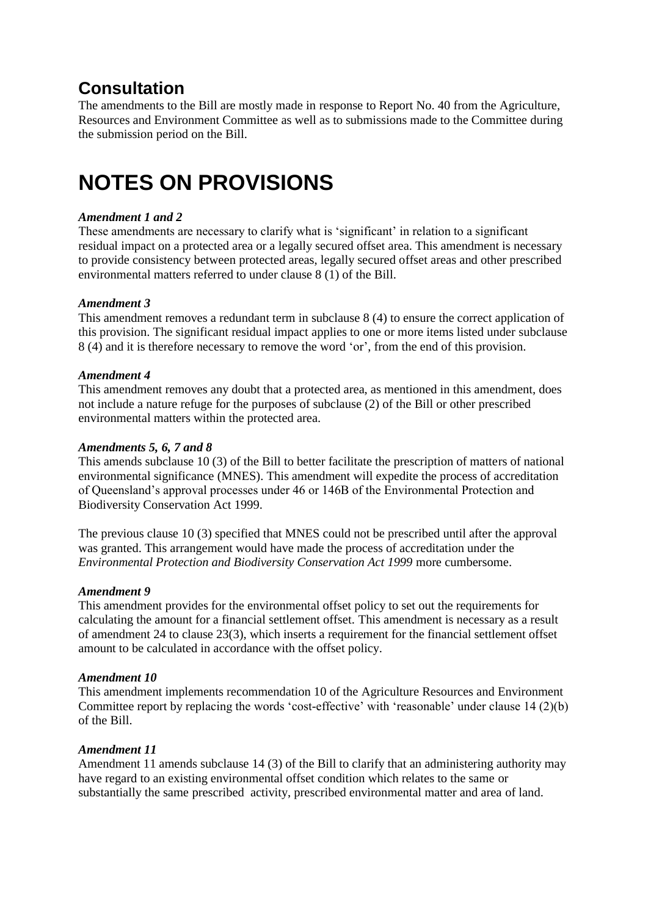## Consultation

The amendments to the Bill are mostly made in response to Report No. 40 from the Agriculture, Resources and Environment Committee as well as to submissions made to the Committee during the submission period on the Bill.

# NOTES ON PROVISIONS

***Amendment 1 and 2***

These amendments are necessary to clarify what is 'significant' in relation to a significant residual impact on a protected area or a legally secured offset area. This amendment is necessary to provide consistency between protected areas, legally secured offset areas and other prescribed environmental matters referred to under clause 8 (1) of the Bill.

***Amendment 3***

This amendment removes a redundant term in subclause 8 (4) to ensure the correct application of this provision. The significant residual impact applies to one or more items listed under subclause 8 (4) and it is therefore necessary to remove the word 'or', from the end of this provision.

***Amendment 4***

This amendment removes any doubt that a protected area, as mentioned in this amendment, does not include a nature refuge for the purposes of subclause (2) of the Bill or other prescribed environmental matters within the protected area.

***Amendments 5, 6, 7 and 8***

This amends subclause 10 (3) of the Bill to better facilitate the prescription of matters of national environmental significance (MNES). This amendment will expedite the process of accreditation of Queensland's approval processes under 46 or 146B of the Environmental Protection and Biodiversity Conservation Act 1999.

The previous clause 10 (3) specified that MNES could not be prescribed until after the approval was granted. This arrangement would have made the process of accreditation under the *Environmental Protection and Biodiversity Conservation Act 1999* more cumbersome.

***Amendment 9***

This amendment provides for the environmental offset policy to set out the requirements for calculating the amount for a financial settlement offset. This amendment is necessary as a result of amendment 24 to clause 23(3), which inserts a requirement for the financial settlement offset amount to be calculated in accordance with the offset policy.

***Amendment 10***

This amendment implements recommendation 10 of the Agriculture Resources and Environment Committee report by replacing the words 'cost-effective' with 'reasonable' under clause 14 (2)(b) of the Bill.

***Amendment 11***

Amendment 11 amends subclause 14 (3) of the Bill to clarify that an administering authority may have regard to an existing environmental offset condition which relates to the same or substantially the same prescribed activity, prescribed environmental matter and area of land.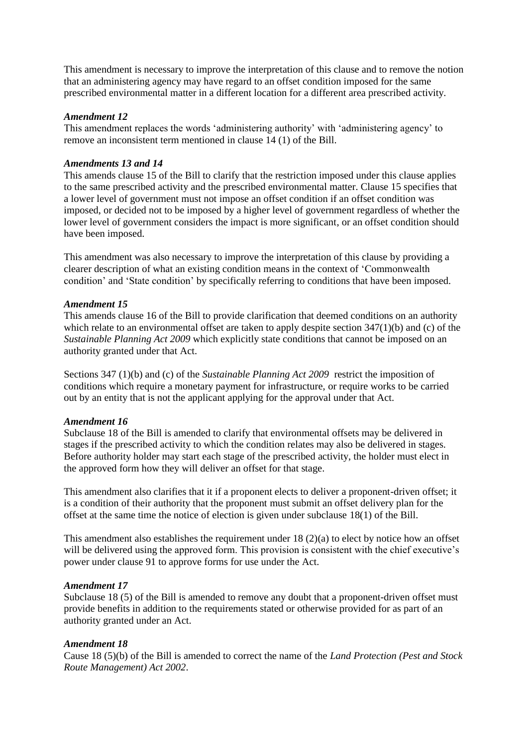This amendment is necessary to improve the interpretation of this clause and to remove the notion that an administering agency may have regard to an offset condition imposed for the same prescribed environmental matter in a different location for a different area prescribed activity.

### *Amendment 12*

This amendment replaces the words 'administering authority' with 'administering agency' to remove an inconsistent term mentioned in clause 14 (1) of the Bill.

### *Amendments 13 and 14*

This amends clause 15 of the Bill to clarify that the restriction imposed under this clause applies to the same prescribed activity and the prescribed environmental matter. Clause 15 specifies that a lower level of government must not impose an offset condition if an offset condition was imposed, or decided not to be imposed by a higher level of government regardless of whether the lower level of government considers the impact is more significant, or an offset condition should have been imposed.

This amendment was also necessary to improve the interpretation of this clause by providing a clearer description of what an existing condition means in the context of 'Commonwealth condition' and 'State condition' by specifically referring to conditions that have been imposed.

### *Amendment 15*

This amends clause 16 of the Bill to provide clarification that deemed conditions on an authority which relate to an environmental offset are taken to apply despite section 347(1)(b) and (c) of the *Sustainable Planning Act 2009* which explicitly state conditions that cannot be imposed on an authority granted under that Act.

Sections 347 (1)(b) and (c) of the *Sustainable Planning Act 2009* restrict the imposition of conditions which require a monetary payment for infrastructure, or require works to be carried out by an entity that is not the applicant applying for the approval under that Act.

### *Amendment 16*

Subclause 18 of the Bill is amended to clarify that environmental offsets may be delivered in stages if the prescribed activity to which the condition relates may also be delivered in stages. Before authority holder may start each stage of the prescribed activity, the holder must elect in the approved form how they will deliver an offset for that stage.

This amendment also clarifies that it if a proponent elects to deliver a proponent-driven offset; it is a condition of their authority that the proponent must submit an offset delivery plan for the offset at the same time the notice of election is given under subclause 18(1) of the Bill.

This amendment also establishes the requirement under 18 (2)(a) to elect by notice how an offset will be delivered using the approved form. This provision is consistent with the chief executive's power under clause 91 to approve forms for use under the Act.

### *Amendment 17*

Subclause 18 (5) of the Bill is amended to remove any doubt that a proponent-driven offset must provide benefits in addition to the requirements stated or otherwise provided for as part of an authority granted under an Act.

### *Amendment 18*

Cause 18 (5)(b) of the Bill is amended to correct the name of the *Land Protection (Pest and Stock Route Management) Act 2002*.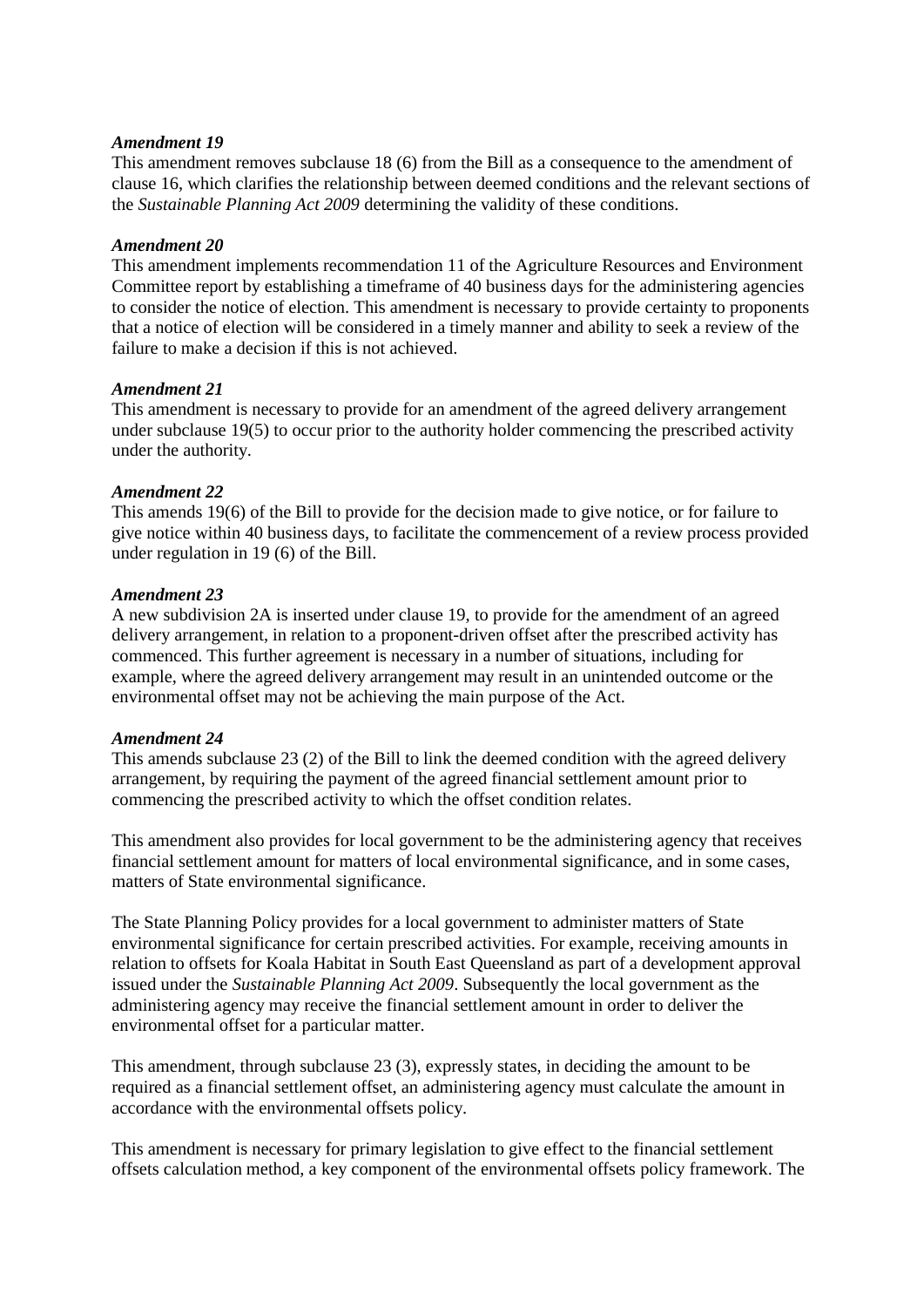*Amendment 19*

This amendment removes subclause 18 (6) from the Bill as a consequence to the amendment of clause 16, which clarifies the relationship between deemed conditions and the relevant sections of the *Sustainable Planning Act 2009* determining the validity of these conditions.

*Amendment 20*

This amendment implements recommendation 11 of the Agriculture Resources and Environment Committee report by establishing a timeframe of 40 business days for the administering agencies to consider the notice of election. This amendment is necessary to provide certainty to proponents that a notice of election will be considered in a timely manner and ability to seek a review of the failure to make a decision if this is not achieved.

*Amendment 21*

This amendment is necessary to provide for an amendment of the agreed delivery arrangement under subclause 19(5) to occur prior to the authority holder commencing the prescribed activity under the authority.

*Amendment 22*

This amends 19(6) of the Bill to provide for the decision made to give notice, or for failure to give notice within 40 business days, to facilitate the commencement of a review process provided under regulation in 19 (6) of the Bill.

*Amendment 23*

A new subdivision 2A is inserted under clause 19, to provide for the amendment of an agreed delivery arrangement, in relation to a proponent-driven offset after the prescribed activity has commenced. This further agreement is necessary in a number of situations, including for example, where the agreed delivery arrangement may result in an unintended outcome or the environmental offset may not be achieving the main purpose of the Act.

*Amendment 24*

This amends subclause 23 (2) of the Bill to link the deemed condition with the agreed delivery arrangement, by requiring the payment of the agreed financial settlement amount prior to commencing the prescribed activity to which the offset condition relates.

This amendment also provides for local government to be the administering agency that receives financial settlement amount for matters of local environmental significance, and in some cases, matters of State environmental significance.

The State Planning Policy provides for a local government to administer matters of State environmental significance for certain prescribed activities. For example, receiving amounts in relation to offsets for Koala Habitat in South East Queensland as part of a development approval issued under the *Sustainable Planning Act 2009*. Subsequently the local government as the administering agency may receive the financial settlement amount in order to deliver the environmental offset for a particular matter.

This amendment, through subclause 23 (3), expressly states, in deciding the amount to be required as a financial settlement offset, an administering agency must calculate the amount in accordance with the environmental offsets policy.

This amendment is necessary for primary legislation to give effect to the financial settlement offsets calculation method, a key component of the environmental offsets policy framework. The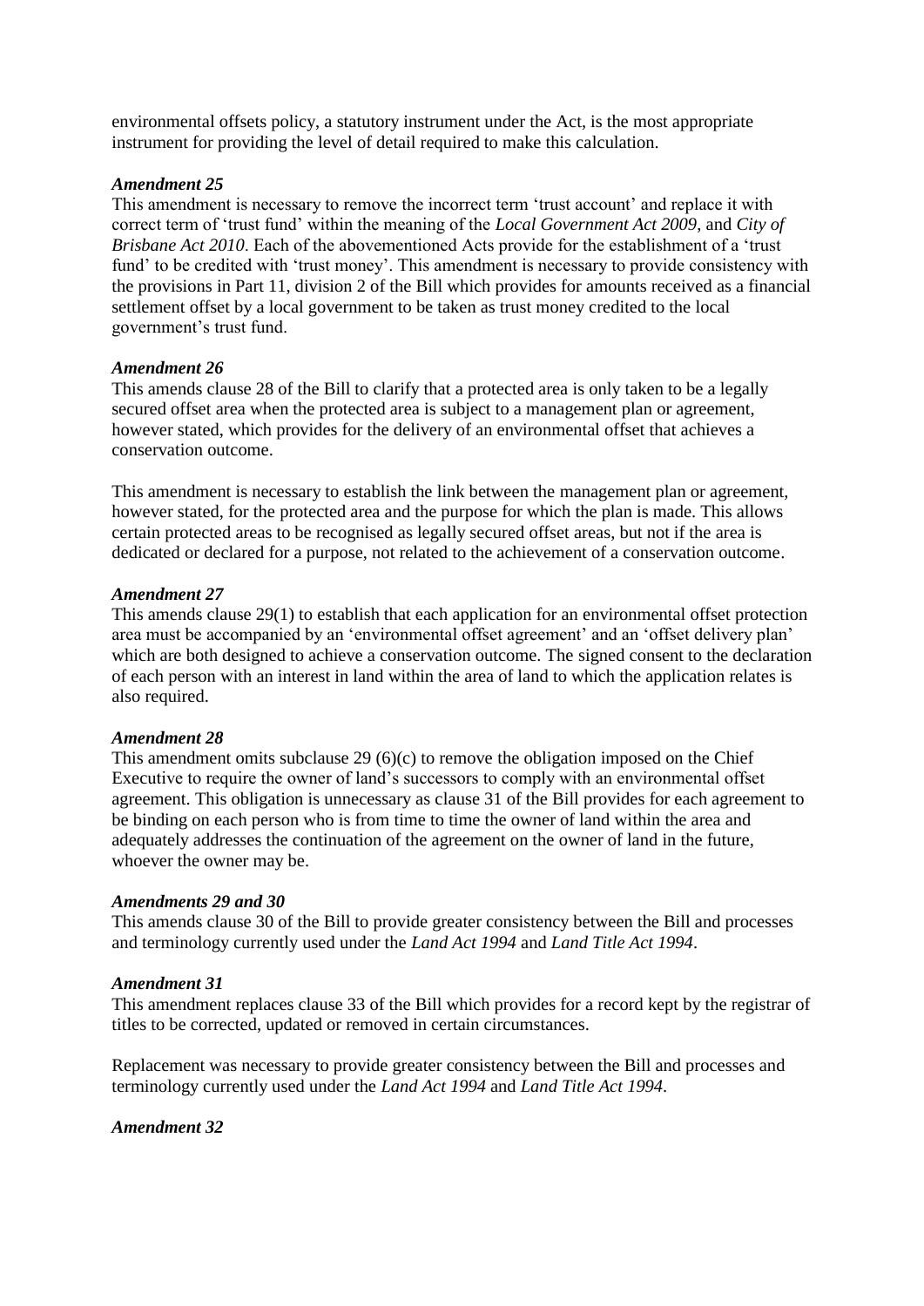environmental offsets policy, a statutory instrument under the Act, is the most appropriate instrument for providing the level of detail required to make this calculation.

### *Amendment 25*

This amendment is necessary to remove the incorrect term 'trust account' and replace it with correct term of 'trust fund' within the meaning of the *Local Government Act 2009*, and *City of Brisbane Act 2010*. Each of the abovementioned Acts provide for the establishment of a 'trust fund' to be credited with 'trust money'. This amendment is necessary to provide consistency with the provisions in Part 11, division 2 of the Bill which provides for amounts received as a financial settlement offset by a local government to be taken as trust money credited to the local government's trust fund.

### *Amendment 26*

This amends clause 28 of the Bill to clarify that a protected area is only taken to be a legally secured offset area when the protected area is subject to a management plan or agreement, however stated, which provides for the delivery of an environmental offset that achieves a conservation outcome.

This amendment is necessary to establish the link between the management plan or agreement, however stated, for the protected area and the purpose for which the plan is made. This allows certain protected areas to be recognised as legally secured offset areas, but not if the area is dedicated or declared for a purpose, not related to the achievement of a conservation outcome.

### *Amendment 27*

This amends clause 29(1) to establish that each application for an environmental offset protection area must be accompanied by an 'environmental offset agreement' and an 'offset delivery plan' which are both designed to achieve a conservation outcome. The signed consent to the declaration of each person with an interest in land within the area of land to which the application relates is also required.

### *Amendment 28*

This amendment omits subclause 29 (6)(c) to remove the obligation imposed on the Chief Executive to require the owner of land's successors to comply with an environmental offset agreement. This obligation is unnecessary as clause 31 of the Bill provides for each agreement to be binding on each person who is from time to time the owner of land within the area and adequately addresses the continuation of the agreement on the owner of land in the future, whoever the owner may be.

### *Amendments 29 and 30*

This amends clause 30 of the Bill to provide greater consistency between the Bill and processes and terminology currently used under the *Land Act 1994* and *Land Title Act 1994*.

### *Amendment 31*

This amendment replaces clause 33 of the Bill which provides for a record kept by the registrar of titles to be corrected, updated or removed in certain circumstances.

Replacement was necessary to provide greater consistency between the Bill and processes and terminology currently used under the *Land Act 1994* and *Land Title Act 1994*.

### *Amendment 32*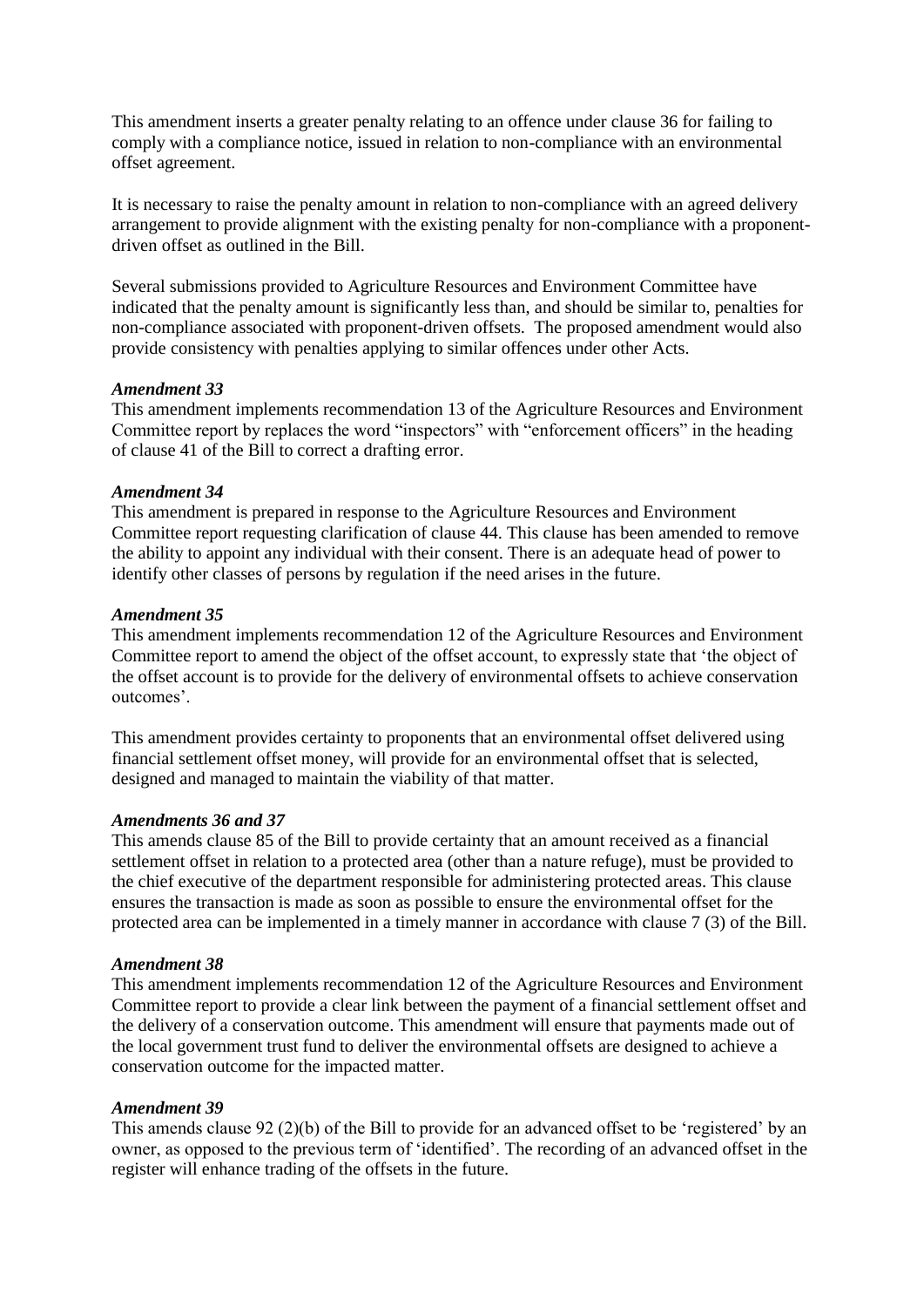This amendment inserts a greater penalty relating to an offence under clause 36 for failing to comply with a compliance notice, issued in relation to non-compliance with an environmental offset agreement.

It is necessary to raise the penalty amount in relation to non-compliance with an agreed delivery arrangement to provide alignment with the existing penalty for non-compliance with a proponent-driven offset as outlined in the Bill.

Several submissions provided to Agriculture Resources and Environment Committee have indicated that the penalty amount is significantly less than, and should be similar to, penalties for non-compliance associated with proponent-driven offsets. The proposed amendment would also provide consistency with penalties applying to similar offences under other Acts.

***Amendment 33***
This amendment implements recommendation 13 of the Agriculture Resources and Environment Committee report by replaces the word "inspectors" with "enforcement officers" in the heading of clause 41 of the Bill to correct a drafting error.

***Amendment 34***
This amendment is prepared in response to the Agriculture Resources and Environment Committee report requesting clarification of clause 44. This clause has been amended to remove the ability to appoint any individual with their consent. There is an adequate head of power to identify other classes of persons by regulation if the need arises in the future.

***Amendment 35***
This amendment implements recommendation 12 of the Agriculture Resources and Environment Committee report to amend the object of the offset account, to expressly state that 'the object of the offset account is to provide for the delivery of environmental offsets to achieve conservation outcomes'.

This amendment provides certainty to proponents that an environmental offset delivered using financial settlement offset money, will provide for an environmental offset that is selected, designed and managed to maintain the viability of that matter.

***Amendments 36 and 37***
This amends clause 85 of the Bill to provide certainty that an amount received as a financial settlement offset in relation to a protected area (other than a nature refuge), must be provided to the chief executive of the department responsible for administering protected areas. This clause ensures the transaction is made as soon as possible to ensure the environmental offset for the protected area can be implemented in a timely manner in accordance with clause 7 (3) of the Bill.

***Amendment 38***
This amendment implements recommendation 12 of the Agriculture Resources and Environment Committee report to provide a clear link between the payment of a financial settlement offset and the delivery of a conservation outcome. This amendment will ensure that payments made out of the local government trust fund to deliver the environmental offsets are designed to achieve a conservation outcome for the impacted matter.

***Amendment 39***
This amends clause 92 (2)(b) of the Bill to provide for an advanced offset to be 'registered' by an owner, as opposed to the previous term of 'identified'. The recording of an advanced offset in the register will enhance trading of the offsets in the future.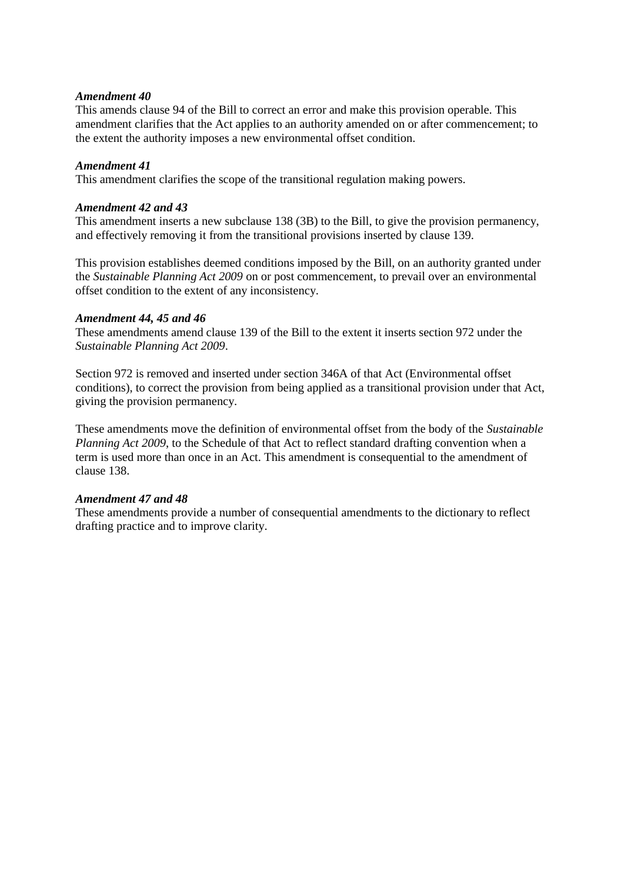***Amendment 40***

This amends clause 94 of the Bill to correct an error and make this provision operable. This amendment clarifies that the Act applies to an authority amended on or after commencement; to the extent the authority imposes a new environmental offset condition.

***Amendment 41***

This amendment clarifies the scope of the transitional regulation making powers.

***Amendment 42 and 43***

This amendment inserts a new subclause 138 (3B) to the Bill, to give the provision permanency, and effectively removing it from the transitional provisions inserted by clause 139.

This provision establishes deemed conditions imposed by the Bill, on an authority granted under the *Sustainable Planning Act 2009* on or post commencement, to prevail over an environmental offset condition to the extent of any inconsistency.

***Amendment 44, 45 and 46***

These amendments amend clause 139 of the Bill to the extent it inserts section 972 under the *Sustainable Planning Act 2009*.

Section 972 is removed and inserted under section 346A of that Act (Environmental offset conditions), to correct the provision from being applied as a transitional provision under that Act, giving the provision permanency.

These amendments move the definition of environmental offset from the body of the *Sustainable Planning Act 2009*, to the Schedule of that Act to reflect standard drafting convention when a term is used more than once in an Act. This amendment is consequential to the amendment of clause 138.

***Amendment 47 and 48***

These amendments provide a number of consequential amendments to the dictionary to reflect drafting practice and to improve clarity.